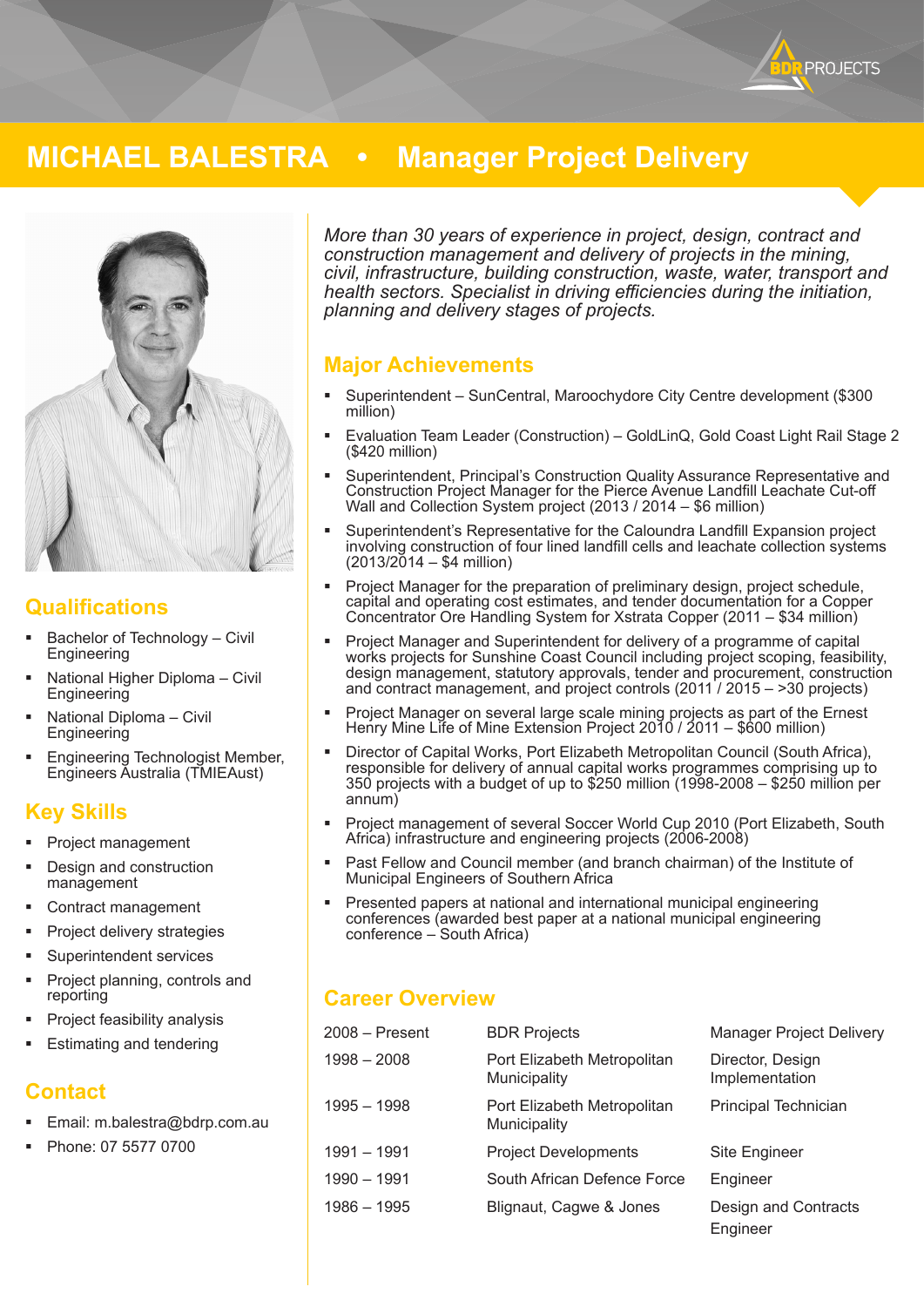# MICHAEL BALESTRA • Manager Project Delivery

*More than 30 years of experience in project, design, contract and construction management and delivery of projects in the mining, civil, infrastructure, building construction, waste, water, transport and health sectors. Specialist in driving efficiencies during the initiation, planning and delivery stages of projects.*

## Qualifications

- Bachelor of Technology – Civil Engineering
- National Higher Diploma – Civil Engineering
- National Diploma – Civil Engineering
- Engineering Technologist Member, Engineers Australia (TMIEAust)

## Key Skills

- Project management
- Design and construction management
- Contract management
- Project delivery strategies
- Superintendent services
- Project planning, controls and reporting
- Project feasibility analysis
- Estimating and tendering

## Contact

- Email: m.balestra@bdrp.com.au
- Phone: 07 5577 0700

## Major Achievements

- Superintendent – SunCentral, Maroochydore City Centre development ($300 million)
- Evaluation Team Leader (Construction) – GoldLinQ, Gold Coast Light Rail Stage 2 ($420 million)
- Superintendent, Principal's Construction Quality Assurance Representative and Construction Project Manager for the Pierce Avenue Landfill Leachate Cut-off Wall and Collection System project (2013 / 2014 – $6 million)
- Superintendent's Representative for the Caloundra Landfill Expansion project involving construction of four lined landfill cells and leachate collection systems (2013/2014 – $4 million)
- Project Manager for the preparation of preliminary design, project schedule, capital and operating cost estimates, and tender documentation for a Copper Concentrator Ore Handling System for Xstrata Copper (2011 – $34 million)
- Project Manager and Superintendent for delivery of a programme of capital works projects for Sunshine Coast Council including project scoping, feasibility, design management, statutory approvals, tender and procurement, construction and contract management, and project controls (2011 / 2015 – >30 projects)
- Project Manager on several large scale mining projects as part of the Ernest Henry Mine Life of Mine Extension Project 2010 / 2011 – $600 million)
- Director of Capital Works, Port Elizabeth Metropolitan Council (South Africa), responsible for delivery of annual capital works programmes comprising up to 350 projects with a budget of up to $250 million (1998-2008 – $250 million per annum)
- Project management of several Soccer World Cup 2010 (Port Elizabeth, South Africa) infrastructure and engineering projects (2006-2008)
- Past Fellow and Council member (and branch chairman) of the Institute of Municipal Engineers of Southern Africa
- Presented papers at national and international municipal engineering conferences (awarded best paper at a national municipal engineering conference – South Africa)

## Career Overview

| | | |
|---|---|---|
| 2008 – Present | BDR Projects | Manager Project Delivery |
| 1998 – 2008 | Port Elizabeth Metropolitan Municipality | Director, Design Implementation |
| 1995 – 1998 | Port Elizabeth Metropolitan Municipality | Principal Technician |
| 1991 – 1991 | Project Developments | Site Engineer |
| 1990 – 1991 | South African Defence Force | Engineer |
| 1986 – 1995 | Blignaut, Cagwe & Jones | Design and Contracts Engineer |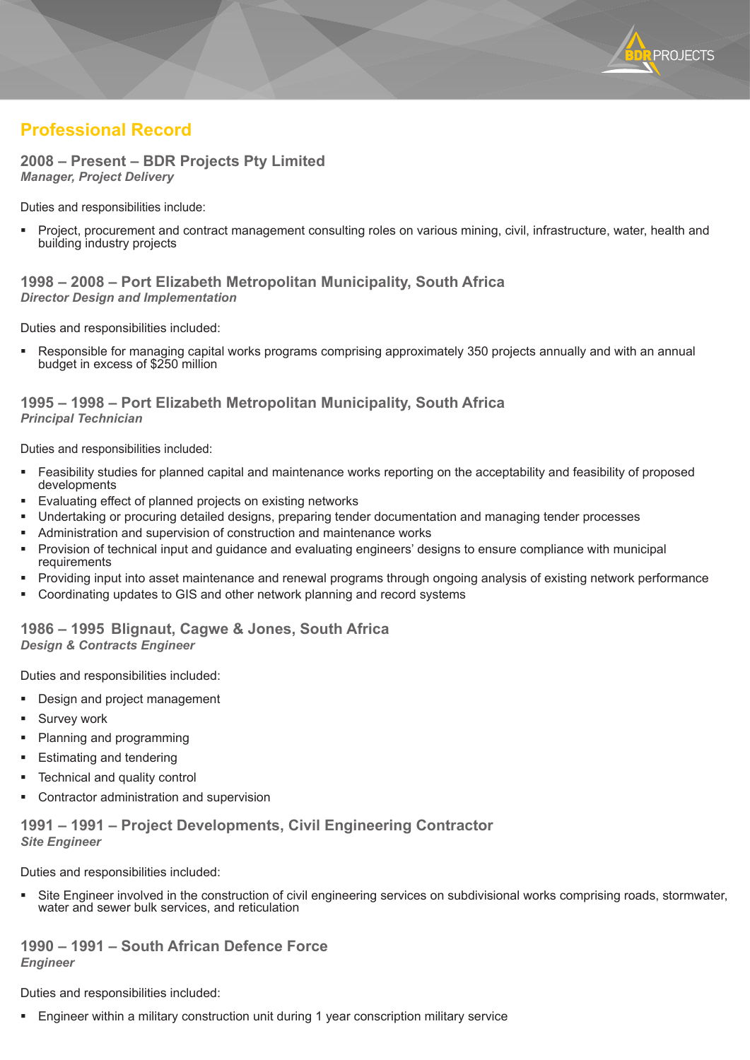## Professional Record

### 2008 – Present – BDR Projects Pty Limited
***Manager, Project Delivery***

Duties and responsibilities include:

- Project, procurement and contract management consulting roles on various mining, civil, infrastructure, water, health and building industry projects

### 1998 – 2008 – Port Elizabeth Metropolitan Municipality, South Africa
***Director Design and Implementation***

Duties and responsibilities included:

- Responsible for managing capital works programs comprising approximately 350 projects annually and with an annual budget in excess of $250 million

### 1995 – 1998 – Port Elizabeth Metropolitan Municipality, South Africa
***Principal Technician***

Duties and responsibilities included:

- Feasibility studies for planned capital and maintenance works reporting on the acceptability and feasibility of proposed developments
- Evaluating effect of planned projects on existing networks
- Undertaking or procuring detailed designs, preparing tender documentation and managing tender processes
- Administration and supervision of construction and maintenance works
- Provision of technical input and guidance and evaluating engineers' designs to ensure compliance with municipal requirements
- Providing input into asset maintenance and renewal programs through ongoing analysis of existing network performance
- Coordinating updates to GIS and other network planning and record systems

### 1986 – 1995 Blignaut, Cagwe & Jones, South Africa
***Design & Contracts Engineer***

Duties and responsibilities included:

- Design and project management
- Survey work
- Planning and programming
- Estimating and tendering
- Technical and quality control
- Contractor administration and supervision

### 1991 – 1991 – Project Developments, Civil Engineering Contractor
***Site Engineer***

Duties and responsibilities included:

- Site Engineer involved in the construction of civil engineering services on subdivisional works comprising roads, stormwater, water and sewer bulk services, and reticulation

### 1990 – 1991 – South African Defence Force
***Engineer***

Duties and responsibilities included:

- Engineer within a military construction unit during 1 year conscription military service